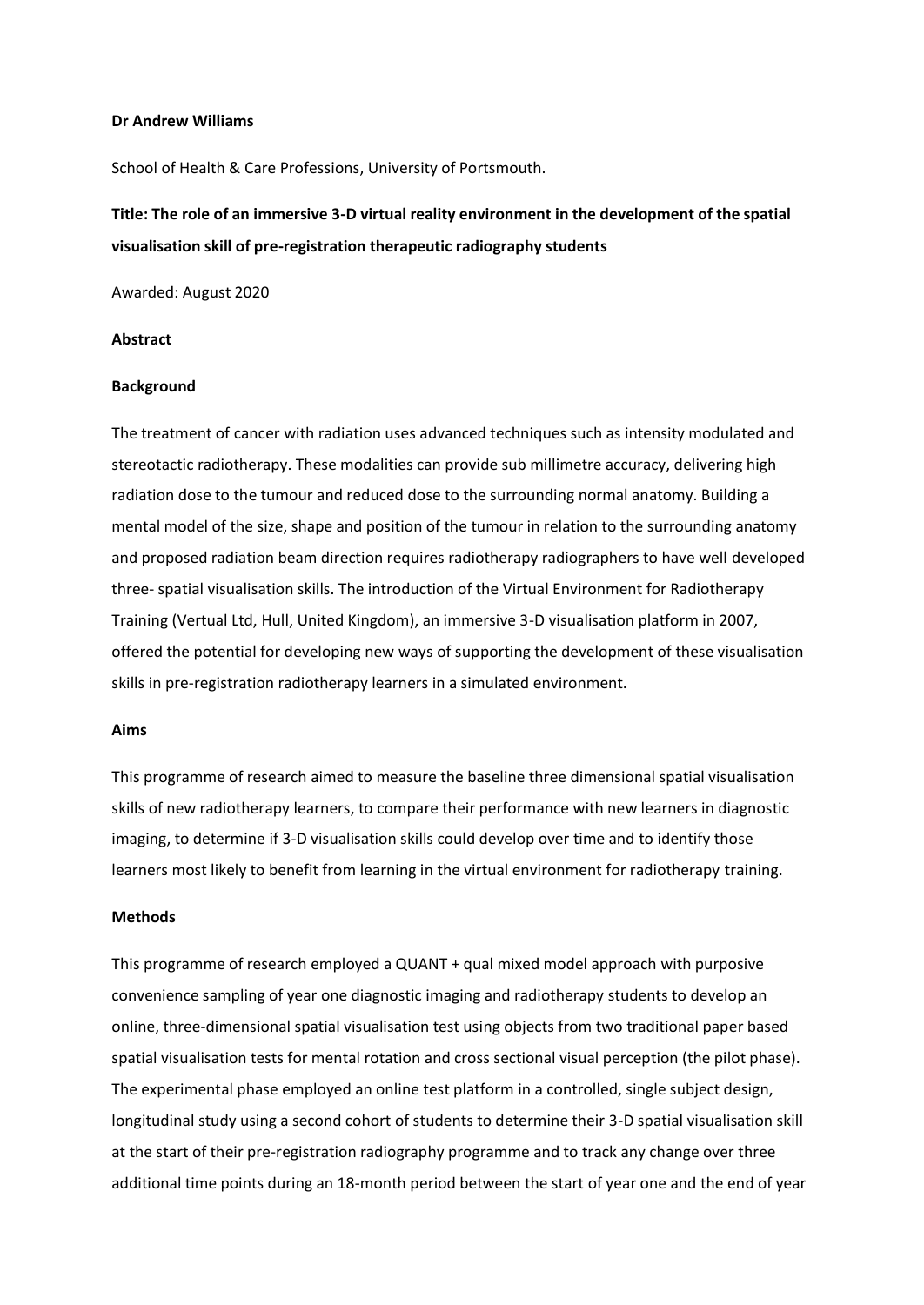**Dr Andrew Williams**

School of Health & Care Professions, University of Portsmouth.

**Title: The role of an immersive 3-D virtual reality environment in the development of the spatial visualisation skill of pre-registration therapeutic radiography students**

Awarded: August 2020

**Abstract**

**Background**

The treatment of cancer with radiation uses advanced techniques such as intensity modulated and stereotactic radiotherapy. These modalities can provide sub millimetre accuracy, delivering high radiation dose to the tumour and reduced dose to the surrounding normal anatomy. Building a mental model of the size, shape and position of the tumour in relation to the surrounding anatomy and proposed radiation beam direction requires radiotherapy radiographers to have well developed three- spatial visualisation skills. The introduction of the Virtual Environment for Radiotherapy Training (Vertual Ltd, Hull, United Kingdom), an immersive 3-D visualisation platform in 2007, offered the potential for developing new ways of supporting the development of these visualisation skills in pre-registration radiotherapy learners in a simulated environment.

**Aims**

This programme of research aimed to measure the baseline three dimensional spatial visualisation skills of new radiotherapy learners, to compare their performance with new learners in diagnostic imaging, to determine if 3-D visualisation skills could develop over time and to identify those learners most likely to benefit from learning in the virtual environment for radiotherapy training.

**Methods**

This programme of research employed a QUANT + qual mixed model approach with purposive convenience sampling of year one diagnostic imaging and radiotherapy students to develop an online, three-dimensional spatial visualisation test using objects from two traditional paper based spatial visualisation tests for mental rotation and cross sectional visual perception (the pilot phase). The experimental phase employed an online test platform in a controlled, single subject design, longitudinal study using a second cohort of students to determine their 3-D spatial visualisation skill at the start of their pre-registration radiography programme and to track any change over three additional time points during an 18-month period between the start of year one and the end of year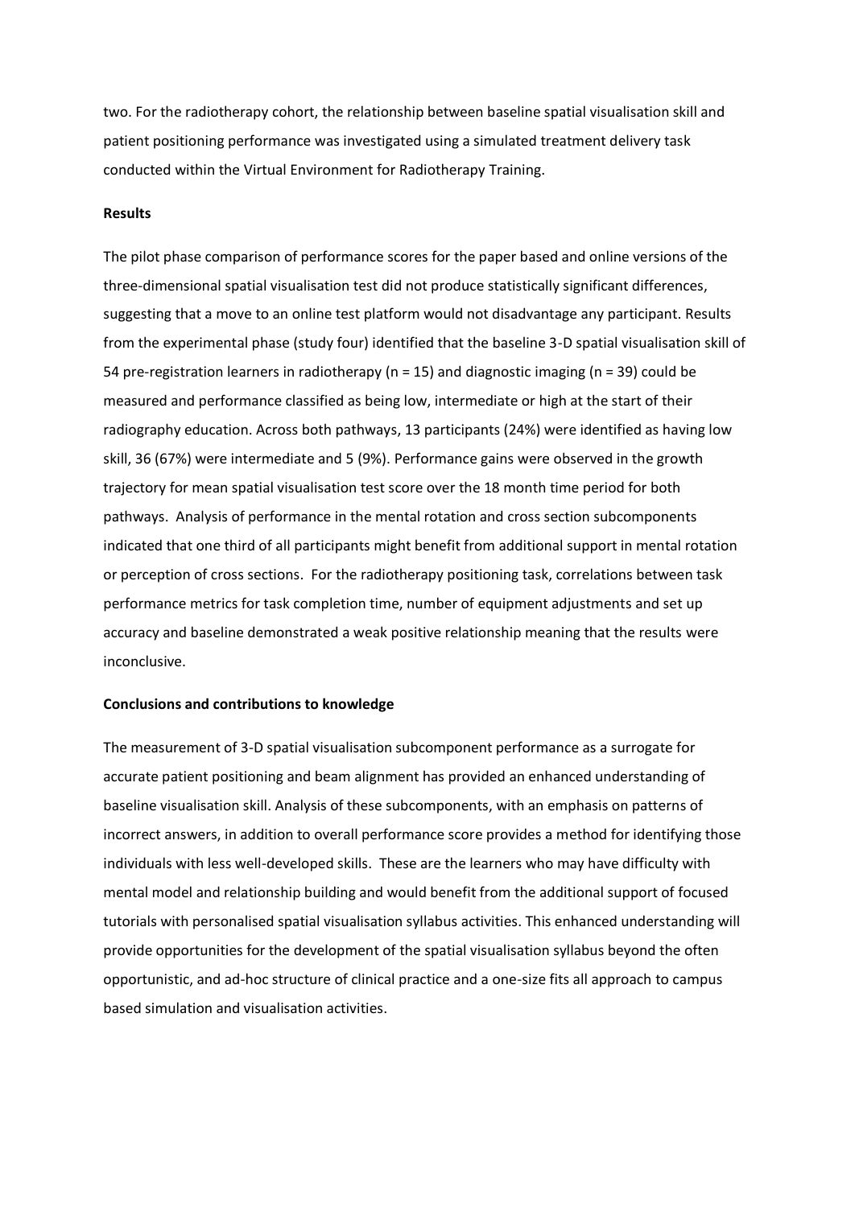two. For the radiotherapy cohort, the relationship between baseline spatial visualisation skill and patient positioning performance was investigated using a simulated treatment delivery task conducted within the Virtual Environment for Radiotherapy Training.

**Results**

The pilot phase comparison of performance scores for the paper based and online versions of the three-dimensional spatial visualisation test did not produce statistically significant differences, suggesting that a move to an online test platform would not disadvantage any participant. Results from the experimental phase (study four) identified that the baseline 3-D spatial visualisation skill of 54 pre-registration learners in radiotherapy (n = 15) and diagnostic imaging (n = 39) could be measured and performance classified as being low, intermediate or high at the start of their radiography education. Across both pathways, 13 participants (24%) were identified as having low skill, 36 (67%) were intermediate and 5 (9%). Performance gains were observed in the growth trajectory for mean spatial visualisation test score over the 18 month time period for both pathways. Analysis of performance in the mental rotation and cross section subcomponents indicated that one third of all participants might benefit from additional support in mental rotation or perception of cross sections. For the radiotherapy positioning task, correlations between task performance metrics for task completion time, number of equipment adjustments and set up accuracy and baseline demonstrated a weak positive relationship meaning that the results were inconclusive.

**Conclusions and contributions to knowledge**

The measurement of 3-D spatial visualisation subcomponent performance as a surrogate for accurate patient positioning and beam alignment has provided an enhanced understanding of baseline visualisation skill. Analysis of these subcomponents, with an emphasis on patterns of incorrect answers, in addition to overall performance score provides a method for identifying those individuals with less well-developed skills. These are the learners who may have difficulty with mental model and relationship building and would benefit from the additional support of focused tutorials with personalised spatial visualisation syllabus activities. This enhanced understanding will provide opportunities for the development of the spatial visualisation syllabus beyond the often opportunistic, and ad-hoc structure of clinical practice and a one-size fits all approach to campus based simulation and visualisation activities.